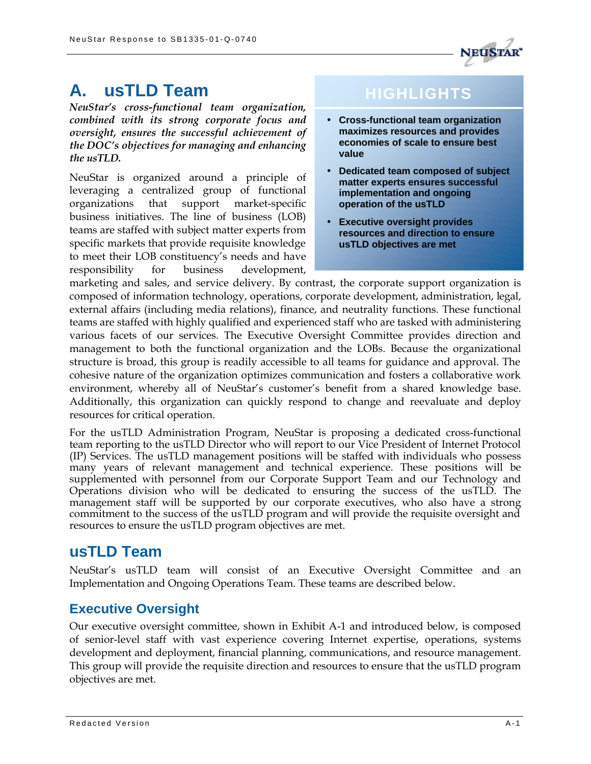# A. usTLD Team

***NeuStar's cross-functional team organization, combined with its strong corporate focus and oversight, ensures the successful achievement of the DOC's objectives for managing and enhancing the usTLD.***

> **HIGHLIGHTS**
>
> - **Cross-functional team organization maximizes resources and provides economies of scale to ensure best value**
> - **Dedicated team composed of subject matter experts ensures successful implementation and ongoing operation of the usTLD**
> - **Executive oversight provides resources and direction to ensure usTLD objectives are met**

NeuStar is organized around a principle of leveraging a centralized group of functional organizations that support market-specific business initiatives. The line of business (LOB) teams are staffed with subject matter experts from specific markets that provide requisite knowledge to meet their LOB constituency's needs and have responsibility for business development, marketing and sales, and service delivery. By contrast, the corporate support organization is composed of information technology, operations, corporate development, administration, legal, external affairs (including media relations), finance, and neutrality functions. These functional teams are staffed with highly qualified and experienced staff who are tasked with administering various facets of our services. The Executive Oversight Committee provides direction and management to both the functional organization and the LOBs. Because the organizational structure is broad, this group is readily accessible to all teams for guidance and approval. The cohesive nature of the organization optimizes communication and fosters a collaborative work environment, whereby all of NeuStar's customer's benefit from a shared knowledge base. Additionally, this organization can quickly respond to change and reevaluate and deploy resources for critical operation.

For the usTLD Administration Program, NeuStar is proposing a dedicated cross-functional team reporting to the usTLD Director who will report to our Vice President of Internet Protocol (IP) Services. The usTLD management positions will be staffed with individuals who possess many years of relevant management and technical experience. These positions will be supplemented with personnel from our Corporate Support Team and our Technology and Operations division who will be dedicated to ensuring the success of the usTLD. The management staff will be supported by our corporate executives, who also have a strong commitment to the success of the usTLD program and will provide the requisite oversight and resources to ensure the usTLD program objectives are met.

## usTLD Team

NeuStar's usTLD team will consist of an Executive Oversight Committee and an Implementation and Ongoing Operations Team. These teams are described below.

### Executive Oversight

Our executive oversight committee, shown in Exhibit A-1 and introduced below, is composed of senior-level staff with vast experience covering Internet expertise, operations, systems development and deployment, financial planning, communications, and resource management. This group will provide the requisite direction and resources to ensure that the usTLD program objectives are met.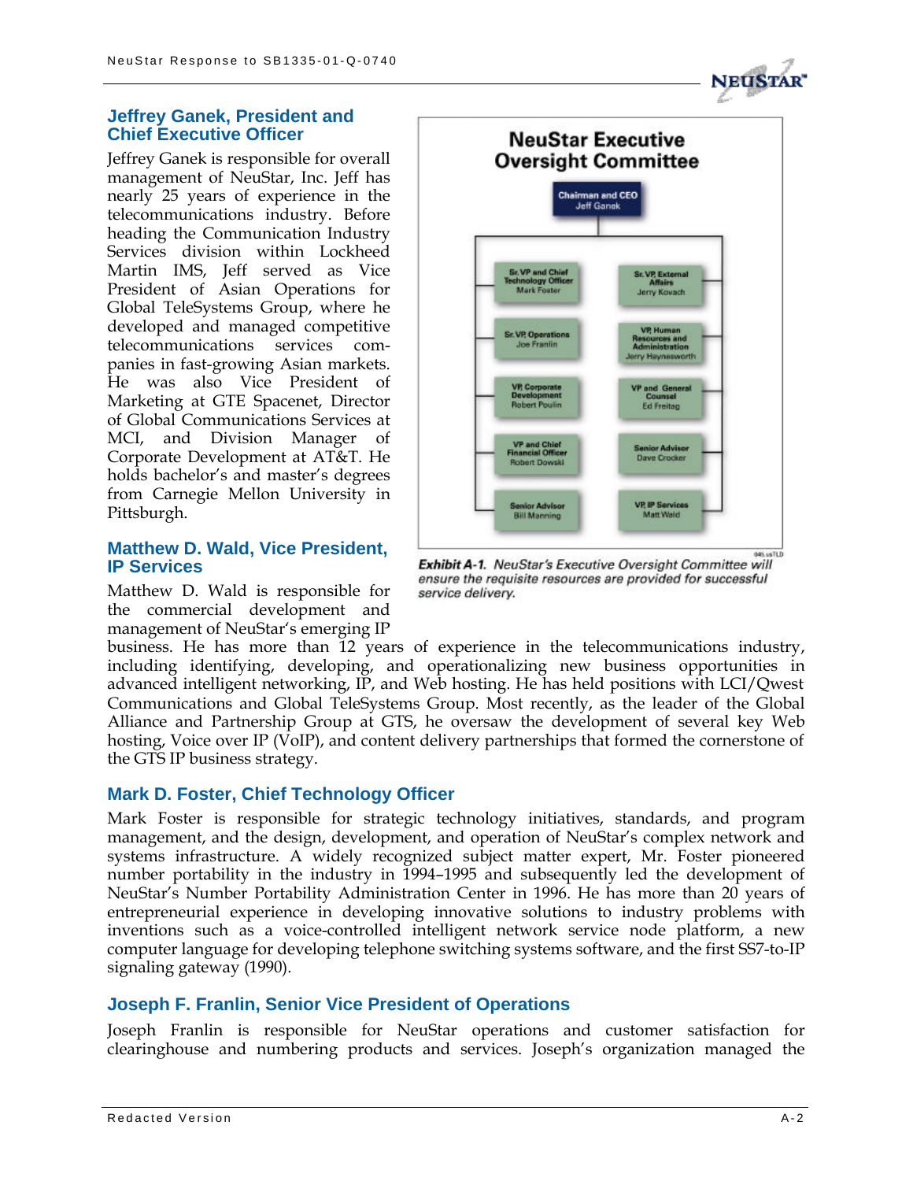### Jeffrey Ganek, President and Chief Executive Officer

Jeffrey Ganek is responsible for overall management of NeuStar, Inc. Jeff has nearly 25 years of experience in the telecommunications industry. Before heading the Communication Industry Services division within Lockheed Martin IMS, Jeff served as Vice President of Asian Operations for Global TeleSystems Group, where he developed and managed competitive telecommunications services companies in fast-growing Asian markets. He was also Vice President of Marketing at GTE Spacenet, Director of Global Communications Services at MCI, and Division Manager of Corporate Development at AT&T. He holds bachelor's and master's degrees from Carnegie Mellon University in Pittsburgh.

**NeuStar Executive Oversight Committee**

- Chairman and CEO: Jeff Ganek
  - Sr. VP and Chief Technology Officer: Mark Foster
  - Sr. VP Operations: Joe Franlin
  - VP Corporate Development: Robert Poulin
  - VP and Chief Financial Officer: Robert Dowski
  - Senior Advisor: Bill Manning
  - Sr. VP External Affairs: Jerry Kovach
  - VP Human Resources and Administration: Jerry Haynesworth
  - VP and General Counsel: Ed Freitag
  - Senior Advisor: Dave Crocker
  - VP IP Services: Matt Wald

***Exhibit A-1.*** *NeuStar's Executive Oversight Committee will ensure the requisite resources are provided for successful service delivery.*

### Matthew D. Wald, Vice President, IP Services

Matthew D. Wald is responsible for the commercial development and management of NeuStar's emerging IP business. He has more than 12 years of experience in the telecommunications industry, including identifying, developing, and operationalizing new business opportunities in advanced intelligent networking, IP, and Web hosting. He has held positions with LCI/Qwest Communications and Global TeleSystems Group. Most recently, as the leader of the Global Alliance and Partnership Group at GTS, he oversaw the development of several key Web hosting, Voice over IP (VoIP), and content delivery partnerships that formed the cornerstone of the GTS IP business strategy.

### Mark D. Foster, Chief Technology Officer

Mark Foster is responsible for strategic technology initiatives, standards, and program management, and the design, development, and operation of NeuStar's complex network and systems infrastructure. A widely recognized subject matter expert, Mr. Foster pioneered number portability in the industry in 1994–1995 and subsequently led the development of NeuStar's Number Portability Administration Center in 1996. He has more than 20 years of entrepreneurial experience in developing innovative solutions to industry problems with inventions such as a voice-controlled intelligent network service node platform, a new computer language for developing telephone switching systems software, and the first SS7-to-IP signaling gateway (1990).

### Joseph F. Franlin, Senior Vice President of Operations

Joseph Franlin is responsible for NeuStar operations and customer satisfaction for clearinghouse and numbering products and services. Joseph's organization managed the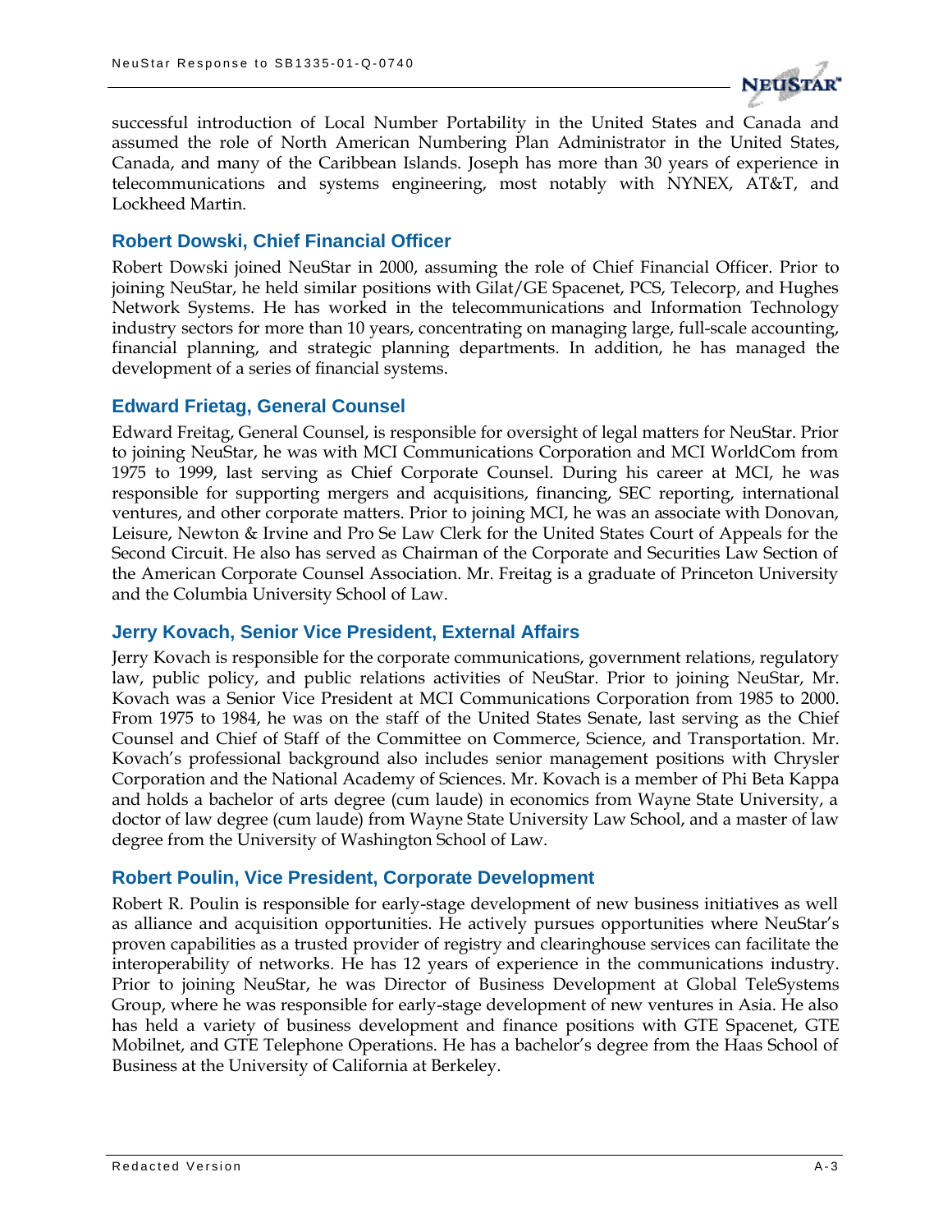successful introduction of Local Number Portability in the United States and Canada and assumed the role of North American Numbering Plan Administrator in the United States, Canada, and many of the Caribbean Islands. Joseph has more than 30 years of experience in telecommunications and systems engineering, most notably with NYNEX, AT&T, and Lockheed Martin.

### Robert Dowski, Chief Financial Officer

Robert Dowski joined NeuStar in 2000, assuming the role of Chief Financial Officer. Prior to joining NeuStar, he held similar positions with Gilat/GE Spacenet, PCS, Telecorp, and Hughes Network Systems. He has worked in the telecommunications and Information Technology industry sectors for more than 10 years, concentrating on managing large, full-scale accounting, financial planning, and strategic planning departments. In addition, he has managed the development of a series of financial systems.

### Edward Frietag, General Counsel

Edward Freitag, General Counsel, is responsible for oversight of legal matters for NeuStar. Prior to joining NeuStar, he was with MCI Communications Corporation and MCI WorldCom from 1975 to 1999, last serving as Chief Corporate Counsel. During his career at MCI, he was responsible for supporting mergers and acquisitions, financing, SEC reporting, international ventures, and other corporate matters. Prior to joining MCI, he was an associate with Donovan, Leisure, Newton & Irvine and Pro Se Law Clerk for the United States Court of Appeals for the Second Circuit. He also has served as Chairman of the Corporate and Securities Law Section of the American Corporate Counsel Association. Mr. Freitag is a graduate of Princeton University and the Columbia University School of Law.

### Jerry Kovach, Senior Vice President, External Affairs

Jerry Kovach is responsible for the corporate communications, government relations, regulatory law, public policy, and public relations activities of NeuStar. Prior to joining NeuStar, Mr. Kovach was a Senior Vice President at MCI Communications Corporation from 1985 to 2000. From 1975 to 1984, he was on the staff of the United States Senate, last serving as the Chief Counsel and Chief of Staff of the Committee on Commerce, Science, and Transportation. Mr. Kovach's professional background also includes senior management positions with Chrysler Corporation and the National Academy of Sciences. Mr. Kovach is a member of Phi Beta Kappa and holds a bachelor of arts degree (cum laude) in economics from Wayne State University, a doctor of law degree (cum laude) from Wayne State University Law School, and a master of law degree from the University of Washington School of Law.

### Robert Poulin, Vice President, Corporate Development

Robert R. Poulin is responsible for early-stage development of new business initiatives as well as alliance and acquisition opportunities. He actively pursues opportunities where NeuStar's proven capabilities as a trusted provider of registry and clearinghouse services can facilitate the interoperability of networks. He has 12 years of experience in the communications industry. Prior to joining NeuStar, he was Director of Business Development at Global TeleSystems Group, where he was responsible for early-stage development of new ventures in Asia. He also has held a variety of business development and finance positions with GTE Spacenet, GTE Mobilnet, and GTE Telephone Operations. He has a bachelor's degree from the Haas School of Business at the University of California at Berkeley.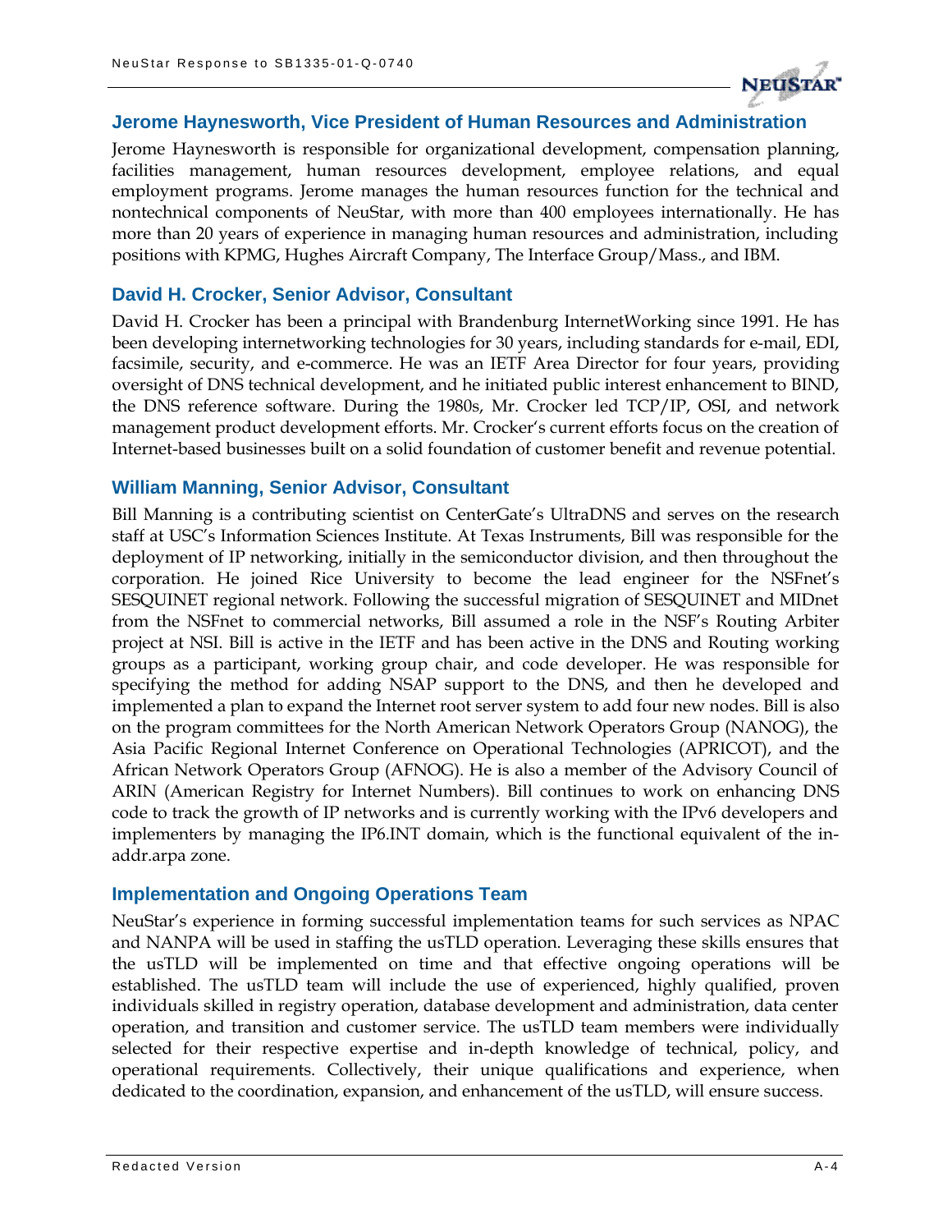### Jerome Haynesworth, Vice President of Human Resources and Administration

Jerome Haynesworth is responsible for organizational development, compensation planning, facilities management, human resources development, employee relations, and equal employment programs. Jerome manages the human resources function for the technical and nontechnical components of NeuStar, with more than 400 employees internationally. He has more than 20 years of experience in managing human resources and administration, including positions with KPMG, Hughes Aircraft Company, The Interface Group/Mass., and IBM.

### David H. Crocker, Senior Advisor, Consultant

David H. Crocker has been a principal with Brandenburg InternetWorking since 1991. He has been developing internetworking technologies for 30 years, including standards for e-mail, EDI, facsimile, security, and e-commerce. He was an IETF Area Director for four years, providing oversight of DNS technical development, and he initiated public interest enhancement to BIND, the DNS reference software. During the 1980s, Mr. Crocker led TCP/IP, OSI, and network management product development efforts. Mr. Crocker's current efforts focus on the creation of Internet-based businesses built on a solid foundation of customer benefit and revenue potential.

### William Manning, Senior Advisor, Consultant

Bill Manning is a contributing scientist on CenterGate's UltraDNS and serves on the research staff at USC's Information Sciences Institute. At Texas Instruments, Bill was responsible for the deployment of IP networking, initially in the semiconductor division, and then throughout the corporation. He joined Rice University to become the lead engineer for the NSFnet's SESQUINET regional network. Following the successful migration of SESQUINET and MIDnet from the NSFnet to commercial networks, Bill assumed a role in the NSF's Routing Arbiter project at NSI. Bill is active in the IETF and has been active in the DNS and Routing working groups as a participant, working group chair, and code developer. He was responsible for specifying the method for adding NSAP support to the DNS, and then he developed and implemented a plan to expand the Internet root server system to add four new nodes. Bill is also on the program committees for the North American Network Operators Group (NANOG), the Asia Pacific Regional Internet Conference on Operational Technologies (APRICOT), and the African Network Operators Group (AFNOG). He is also a member of the Advisory Council of ARIN (American Registry for Internet Numbers). Bill continues to work on enhancing DNS code to track the growth of IP networks and is currently working with the IPv6 developers and implementers by managing the IP6.INT domain, which is the functional equivalent of the in-addr.arpa zone.

### Implementation and Ongoing Operations Team

NeuStar's experience in forming successful implementation teams for such services as NPAC and NANPA will be used in staffing the usTLD operation. Leveraging these skills ensures that the usTLD will be implemented on time and that effective ongoing operations will be established. The usTLD team will include the use of experienced, highly qualified, proven individuals skilled in registry operation, database development and administration, data center operation, and transition and customer service. The usTLD team members were individually selected for their respective expertise and in-depth knowledge of technical, policy, and operational requirements. Collectively, their unique qualifications and experience, when dedicated to the coordination, expansion, and enhancement of the usTLD, will ensure success.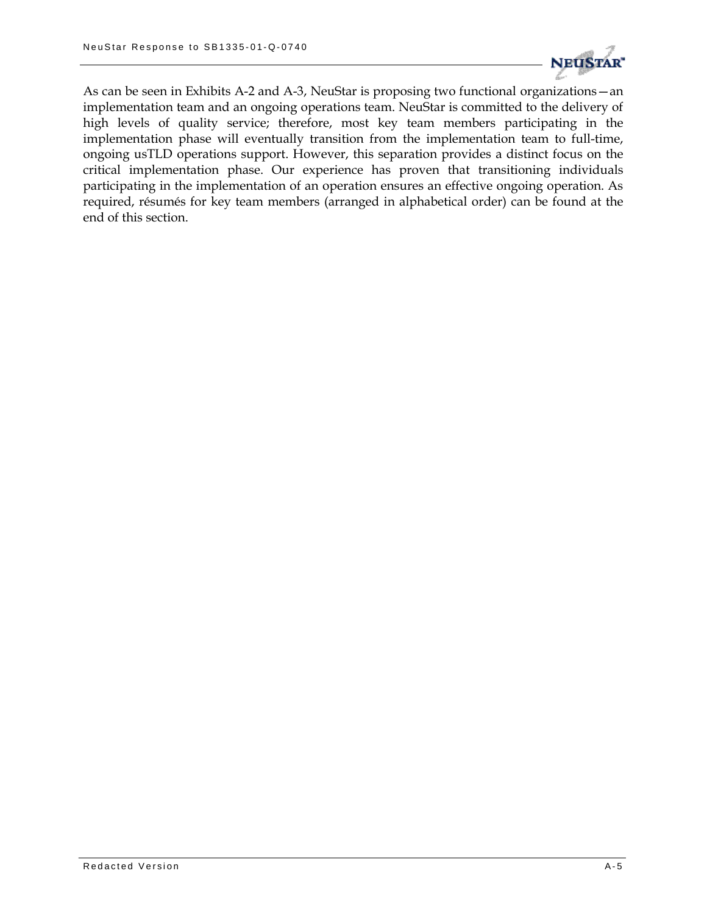As can be seen in Exhibits A-2 and A-3, NeuStar is proposing two functional organizations—an implementation team and an ongoing operations team. NeuStar is committed to the delivery of high levels of quality service; therefore, most key team members participating in the implementation phase will eventually transition from the implementation team to full-time, ongoing usTLD operations support. However, this separation provides a distinct focus on the critical implementation phase. Our experience has proven that transitioning individuals participating in the implementation of an operation ensures an effective ongoing operation. As required, résumés for key team members (arranged in alphabetical order) can be found at the end of this section.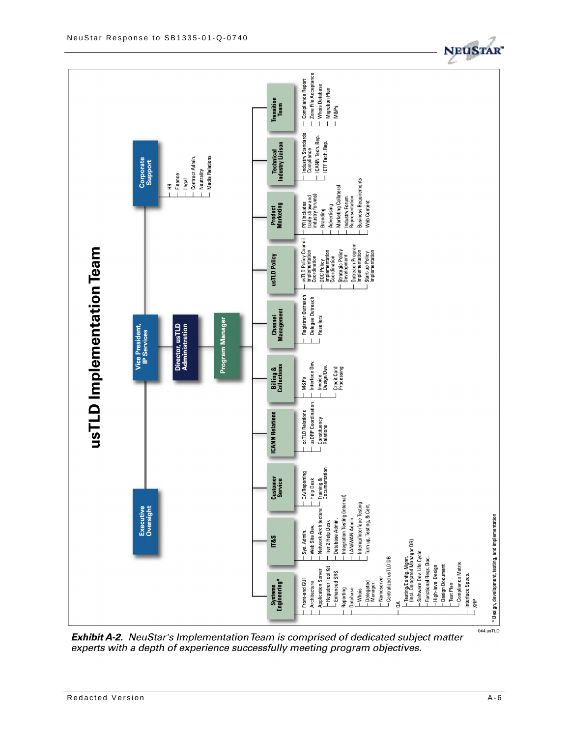# usTLD Implementation Team

- Executive Oversight
- Vice President, IP Services
  - Director, usTLD Administration
    - Program Manager
- Corporate Support
  - HR
  - Finance
  - Legal
  - Contract Admin.
  - Neutrality
  - Media Relations

**Systems Engineering***
- Front-end GUI
- Architecture
- Application Server
  - Registrar Tool Kit
  - Enhanced SRS
- Reporting
- Database
  - Whois
  - Delegated Manager
  - Nameserver
  - Centralized usTLD DB
- QA
  - Testing/Config. Mgmt. (incl. Delegated Manager DB)
  - Software Dev. Life Cycle
  - Functional Reqs. Doc.
  - High-level Design
  - Design Document
  - Test Plan
  - Compliance Matrix
- Interface Specs.
  - XRP

**IT&S**
- Sys. Admin.
- Web Site Dev.
- Network Architecture
  - Tier 2 Help Desk
  - Database Admin.
  - Integration Testing (internal)
  - LAN/WAN Admin.
  - Interop/Interface Testing
  - Turn up, Testing, & Cert.

**Customer Service**
- QA/Reporting
- Help Desk
- Training & Documentation

**ICANN Relations**
- ccTLD Relations
- usDRP Coordination
- Constituency Relations

**Billing & Collections**
- M&Ps
- Interface Dev.
- Invoice Design/Dev.
- Credit Card Processing

**Channel Management**
- Registrar Outreach
- Delegee Outreach
- Resellers

**usTLD Policy**
- usTLD Policy Council Implementation Coordination
- DOC Policy Implementation Coordination
- Strategic Policy Development
- Outreach Program Implementation
- Start-up Policy Implementation

**Product Marketing**
- PR (includes trade show and industry forums)
- Branding
- Advertising
- Marketing Collateral
- Industry Forum Representation
- Business Requirements
- Web Content

**Technical Industry Liaison**
- Industry Standards Compliance
- ICANN Tech. Rep.
- IETF Tech. Rep.

**Transition Team**
- Compliance Report
- Zone File Acceptance
- Whois Database
- Migration Plan
- M&Ps

\* Design, development, testing, and implementation

044.usTLD

***Exhibit A-2.** NeuStar's Implementation Team is comprised of dedicated subject matter experts with a depth of experience successfully meeting program objectives.*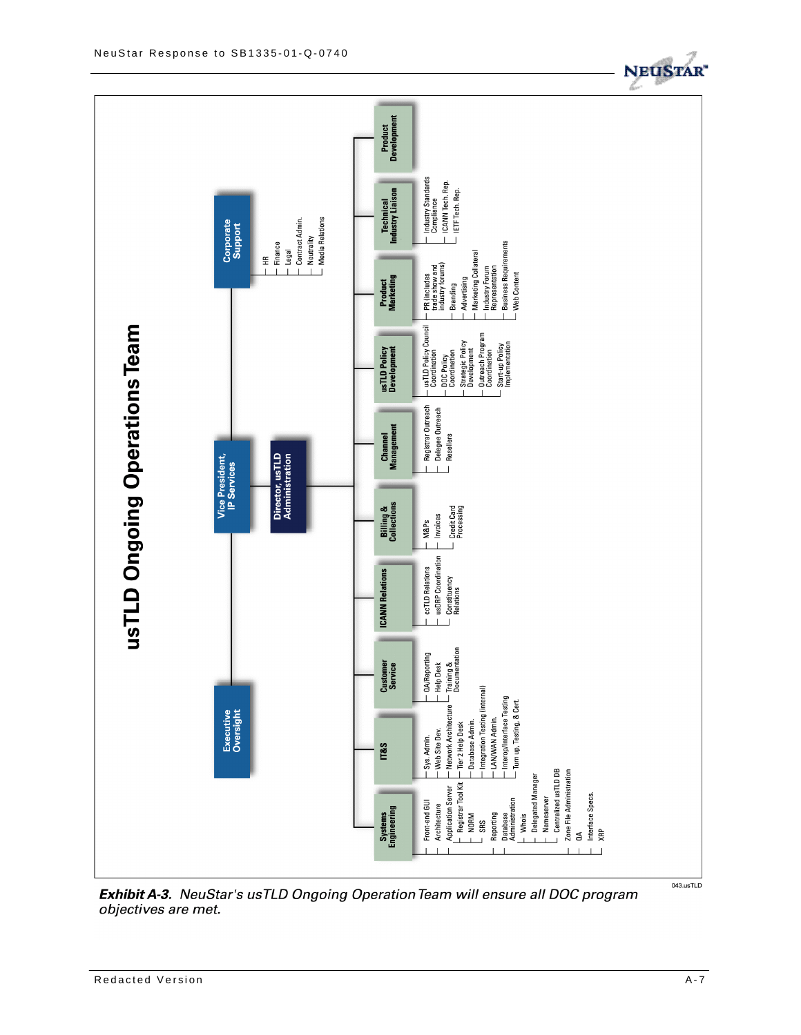# usTLD Ongoing Operations Team

- **Executive Oversight**
- **Vice President, IP Services**
  - **Director, usTLD Administration**
    - **Systems Engineering**
      - Front-end GUI
      - Architecture
      - Application Server
        - Registrar Tool Kit
        - NORM
        - SRS
      - Reporting
      - Database Administration
        - Whois
        - Delegated Manager
        - Nameserver
        - Centralized usTLD DB
      - Zone File Administration
      - QA
      - Interface Specs.
      - XRP
    - **IT&S**
      - Sys. Admin.
      - Web Site Dev.
      - Network Architecture
      - Tier 2 Help Desk
      - Database Admin.
      - Integration Testing (internal)
      - LAN/WAN Admin.
      - Interop/Interface Testing
      - Turn up, Testing, & Cert.
    - **Customer Service**
      - QA/Reporting
      - Help Desk
      - Training & Documentation
    - **ICANN Relations**
      - ccTLD Relations
      - usDRP Coordination
      - Constituency Relations
    - **Billing & Collections**
      - M&Ps
      - Invoices
      - Credit Card Processing
    - **Channel Management**
      - Registrar Outreach
      - Delegee Outreach
      - Resellers
    - **usTLD Policy Development**
      - usTLD Policy Council Coordination
      - DOC Policy Coordination
      - Strategic Policy Development
      - Outreach Program Coordination
      - Start-up Policy Implementation
    - **Product Marketing**
      - PR (includes trade show and industry forums)
      - Branding
      - Advertising
      - Marketing Collateral
      - Industry Forum Representation
      - Business Requirements
      - Web Content
    - **Technical Industry Liaison**
      - Industry Standards Compliance
      - ICANN Tech. Rep.
      - IETF Tech. Rep.
    - **Product Development**
- **Corporate Support**
  - HR
  - Finance
  - Legal
  - Contract Admin.
  - Neutrality
  - Media Relations

043.usTLD

***Exhibit A-3**. NeuStar's usTLD Ongoing Operation Team will ensure all DOC program objectives are met.*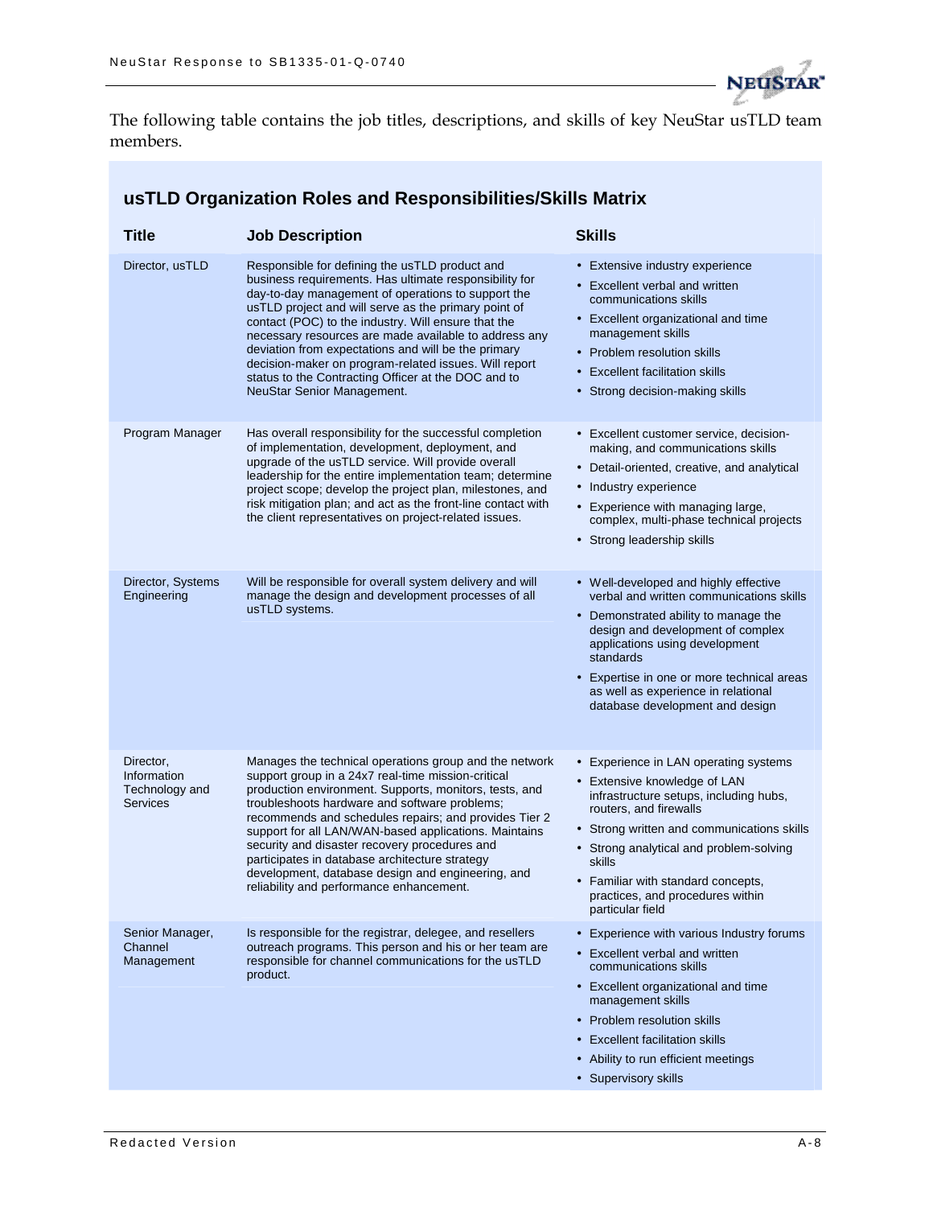The following table contains the job titles, descriptions, and skills of key NeuStar usTLD team members.

## usTLD Organization Roles and Responsibilities/Skills Matrix

| Title | Job Description | Skills |
|---|---|---|
| Director, usTLD | Responsible for defining the usTLD product and business requirements. Has ultimate responsibility for day-to-day management of operations to support the usTLD project and will serve as the primary point of contact (POC) to the industry. Will ensure that the necessary resources are made available to address any deviation from expectations and will be the primary decision-maker on program-related issues. Will report status to the Contracting Officer at the DOC and to NeuStar Senior Management. | • Extensive industry experience<br>• Excellent verbal and written communications skills<br>• Excellent organizational and time management skills<br>• Problem resolution skills<br>• Excellent facilitation skills<br>• Strong decision-making skills |
| Program Manager | Has overall responsibility for the successful completion of implementation, development, deployment, and upgrade of the usTLD service. Will provide overall leadership for the entire implementation team; determine project scope; develop the project plan, milestones, and risk mitigation plan; and act as the front-line contact with the client representatives on project-related issues. | • Excellent customer service, decision-making, and communications skills<br>• Detail-oriented, creative, and analytical<br>• Industry experience<br>• Experience with managing large, complex, multi-phase technical projects<br>• Strong leadership skills |
| Director, Systems Engineering | Will be responsible for overall system delivery and will manage the design and development processes of all usTLD systems. | • Well-developed and highly effective verbal and written communications skills<br>• Demonstrated ability to manage the design and development of complex applications using development standards<br>• Expertise in one or more technical areas as well as experience in relational database development and design |
| Director, Information Technology and Services | Manages the technical operations group and the network support group in a 24x7 real-time mission-critical production environment. Supports, monitors, tests, and troubleshoots hardware and software problems; recommends and schedules repairs; and provides Tier 2 support for all LAN/WAN-based applications. Maintains security and disaster recovery procedures and participates in database architecture strategy development, database design and engineering, and reliability and performance enhancement. | • Experience in LAN operating systems<br>• Extensive knowledge of LAN infrastructure setups, including hubs, routers, and firewalls<br>• Strong written and communications skills<br>• Strong analytical and problem-solving skills<br>• Familiar with standard concepts, practices, and procedures within particular field |
| Senior Manager, Channel Management | Is responsible for the registrar, delegee, and resellers outreach programs. This person and his or her team are responsible for channel communications for the usTLD product. | • Experience with various Industry forums<br>• Excellent verbal and written communications skills<br>• Excellent organizational and time management skills<br>• Problem resolution skills<br>• Excellent facilitation skills<br>• Ability to run efficient meetings<br>• Supervisory skills |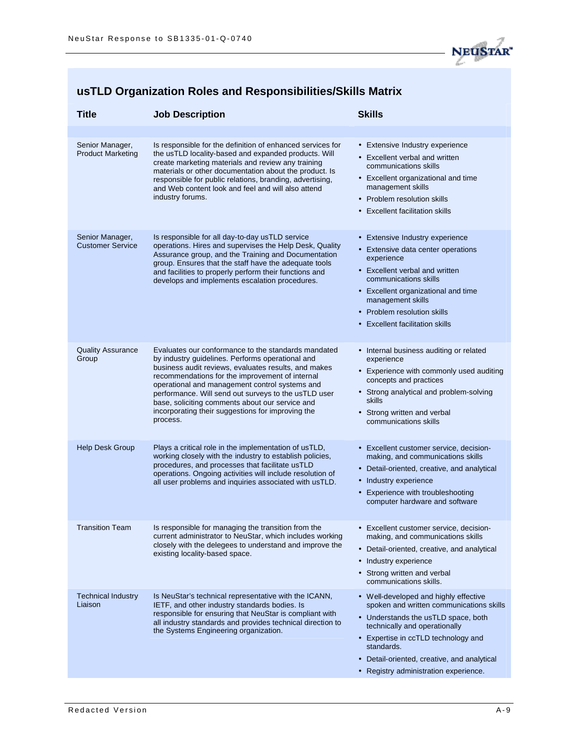## usTLD Organization Roles and Responsibilities/Skills Matrix

| Title | Job Description | Skills |
|---|---|---|
| Senior Manager, Product Marketing | Is responsible for the definition of enhanced services for the usTLD locality-based and expanded products. Will create marketing materials and review any training materials or other documentation about the product. Is responsible for public relations, branding, advertising, and Web content look and feel and will also attend industry forums. | • Extensive Industry experience<br>• Excellent verbal and written communications skills<br>• Excellent organizational and time management skills<br>• Problem resolution skills<br>• Excellent facilitation skills |
| Senior Manager, Customer Service | Is responsible for all day-to-day usTLD service operations. Hires and supervises the Help Desk, Quality Assurance group, and the Training and Documentation group. Ensures that the staff have the adequate tools and facilities to properly perform their functions and develops and implements escalation procedures. | • Extensive Industry experience<br>• Extensive data center operations experience<br>• Excellent verbal and written communications skills<br>• Excellent organizational and time management skills<br>• Problem resolution skills<br>• Excellent facilitation skills |
| Quality Assurance Group | Evaluates our conformance to the standards mandated by industry guidelines. Performs operational and business audit reviews, evaluates results, and makes recommendations for the improvement of internal operational and management control systems and performance. Will send out surveys to the usTLD user base, soliciting comments about our service and incorporating their suggestions for improving the process. | • Internal business auditing or related experience<br>• Experience with commonly used auditing concepts and practices<br>• Strong analytical and problem-solving skills<br>• Strong written and verbal communications skills |
| Help Desk Group | Plays a critical role in the implementation of usTLD, working closely with the industry to establish policies, procedures, and processes that facilitate usTLD operations. Ongoing activities will include resolution of all user problems and inquiries associated with usTLD. | • Excellent customer service, decision-making, and communications skills<br>• Detail-oriented, creative, and analytical<br>• Industry experience<br>• Experience with troubleshooting computer hardware and software |
| Transition Team | Is responsible for managing the transition from the current administrator to NeuStar, which includes working closely with the delegees to understand and improve the existing locality-based space. | • Excellent customer service, decision-making, and communications skills<br>• Detail-oriented, creative, and analytical<br>• Industry experience<br>• Strong written and verbal communications skills. |
| Technical Industry Liaison | Is NeuStar's technical representative with the ICANN, IETF, and other industry standards bodies. Is responsible for ensuring that NeuStar is compliant with all industry standards and provides technical direction to the Systems Engineering organization. | • Well-developed and highly effective spoken and written communications skills<br>• Understands the usTLD space, both technically and operationally<br>• Expertise in ccTLD technology and standards.<br>• Detail-oriented, creative, and analytical<br>• Registry administration experience. |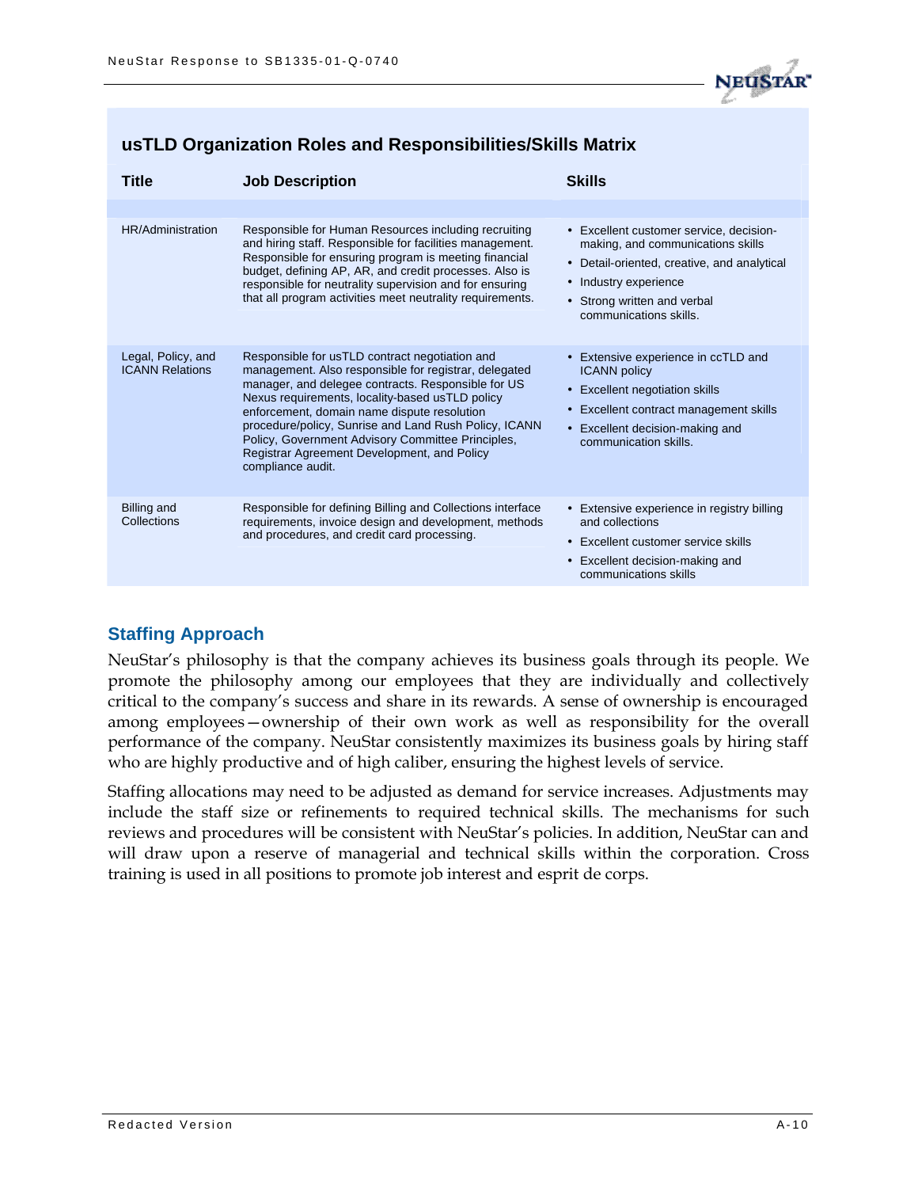## usTLD Organization Roles and Responsibilities/Skills Matrix

| Title | Job Description | Skills |
|---|---|---|
| HR/Administration | Responsible for Human Resources including recruiting and hiring staff. Responsible for facilities management. Responsible for ensuring program is meeting financial budget, defining AP, AR, and credit processes. Also is responsible for neutrality supervision and for ensuring that all program activities meet neutrality requirements. | • Excellent customer service, decision-making, and communications skills<br>• Detail-oriented, creative, and analytical<br>• Industry experience<br>• Strong written and verbal communications skills. |
| Legal, Policy, and ICANN Relations | Responsible for usTLD contract negotiation and management. Also responsible for registrar, delegated manager, and delegee contracts. Responsible for US Nexus requirements, locality-based usTLD policy enforcement, domain name dispute resolution procedure/policy, Sunrise and Land Rush Policy, ICANN Policy, Government Advisory Committee Principles, Registrar Agreement Development, and Policy compliance audit. | • Extensive experience in ccTLD and ICANN policy<br>• Excellent negotiation skills<br>• Excellent contract management skills<br>• Excellent decision-making and communication skills. |
| Billing and Collections | Responsible for defining Billing and Collections interface requirements, invoice design and development, methods and procedures, and credit card processing. | • Extensive experience in registry billing and collections<br>• Excellent customer service skills<br>• Excellent decision-making and communications skills |

### Staffing Approach

NeuStar's philosophy is that the company achieves its business goals through its people. We promote the philosophy among our employees that they are individually and collectively critical to the company's success and share in its rewards. A sense of ownership is encouraged among employees—ownership of their own work as well as responsibility for the overall performance of the company. NeuStar consistently maximizes its business goals by hiring staff who are highly productive and of high caliber, ensuring the highest levels of service.

Staffing allocations may need to be adjusted as demand for service increases. Adjustments may include the staff size or refinements to required technical skills. The mechanisms for such reviews and procedures will be consistent with NeuStar's policies. In addition, NeuStar can and will draw upon a reserve of managerial and technical skills within the corporation. Cross training is used in all positions to promote job interest and esprit de corps.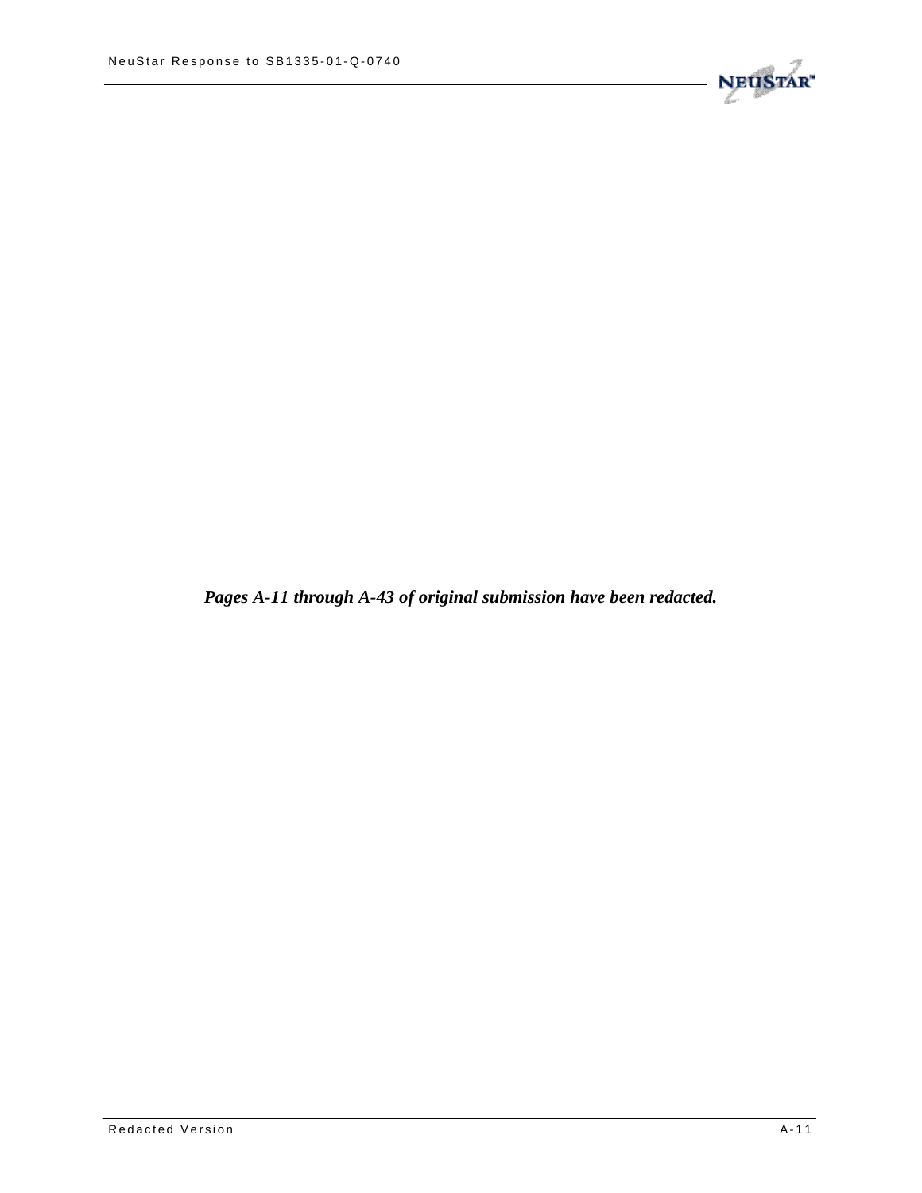***Pages A-11 through A-43 of original submission have been redacted.***